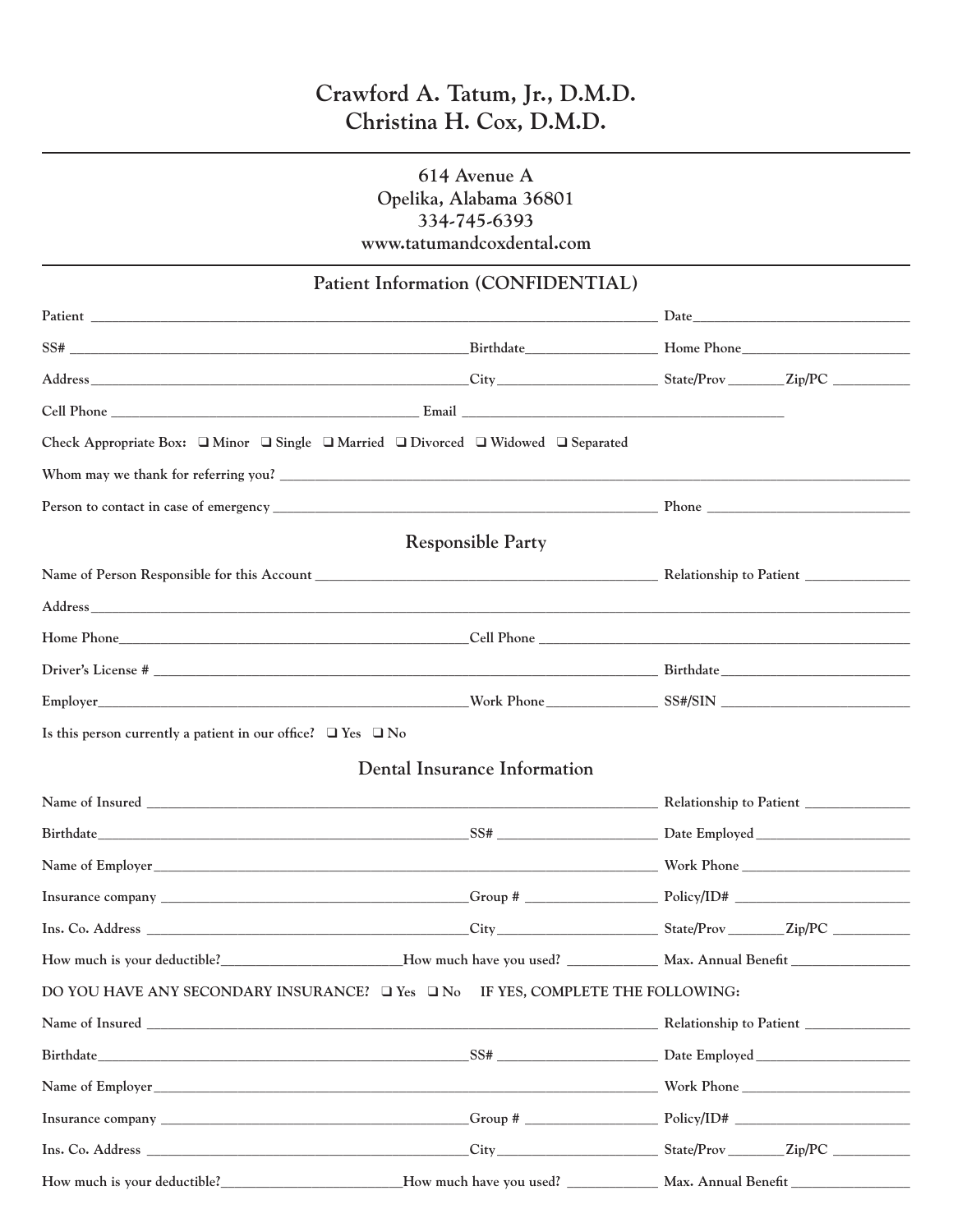# Crawford A. Tatum, Jr., D.M.D.
# Christina H. Cox, D.M.D.

614 Avenue A
Opelika, Alabama 36801
334-745-6393
www.tatumandcoxdental.com

## Patient Information (CONFIDENTIAL)

Patient ____________________________________________ Date ____________________

SS# ____________________________ Birthdate ______________ Home Phone ______________

Address ____________________________ City ______________ State/Prov ________ Zip/PC ________

Cell Phone ____________________________ Email ____________________________

Check Appropriate Box: ❑ Minor ❑ Single ❑ Married ❑ Divorced ❑ Widowed ❑ Separated

Whom may we thank for referring you? ____________________________________________

Person to contact in case of emergency ____________________________ Phone ______________

## Responsible Party

Name of Person Responsible for this Account ____________________________ Relationship to Patient ______________

Address ____________________________________________

Home Phone ____________________________ Cell Phone ____________________________

Driver's License # ____________________________ Birthdate ______________

Employer ____________________________ Work Phone ______________ SS#/SIN ______________

Is this person currently a patient in our office? ❑ Yes ❑ No

## Dental Insurance Information

Name of Insured ____________________________ Relationship to Patient ______________

Birthdate ____________________________ SS# ______________ Date Employed ______________

Name of Employer ____________________________ Work Phone ______________

Insurance company ____________________________ Group # ______________ Policy/ID# ______________

Ins. Co. Address ____________________________ City ______________ State/Prov ________ Zip/PC ________

How much is your deductible? ______________ How much have you used? ______________ Max. Annual Benefit ______________

DO YOU HAVE ANY SECONDARY INSURANCE? ❑ Yes ❑ No IF YES, COMPLETE THE FOLLOWING:

Name of Insured ____________________________ Relationship to Patient ______________

Birthdate ____________________________ SS# ______________ Date Employed ______________

Name of Employer ____________________________ Work Phone ______________

Insurance company ____________________________ Group # ______________ Policy/ID# ______________

Ins. Co. Address ____________________________ City ______________ State/Prov ________ Zip/PC ________

How much is your deductible? ______________ How much have you used? ______________ Max. Annual Benefit ______________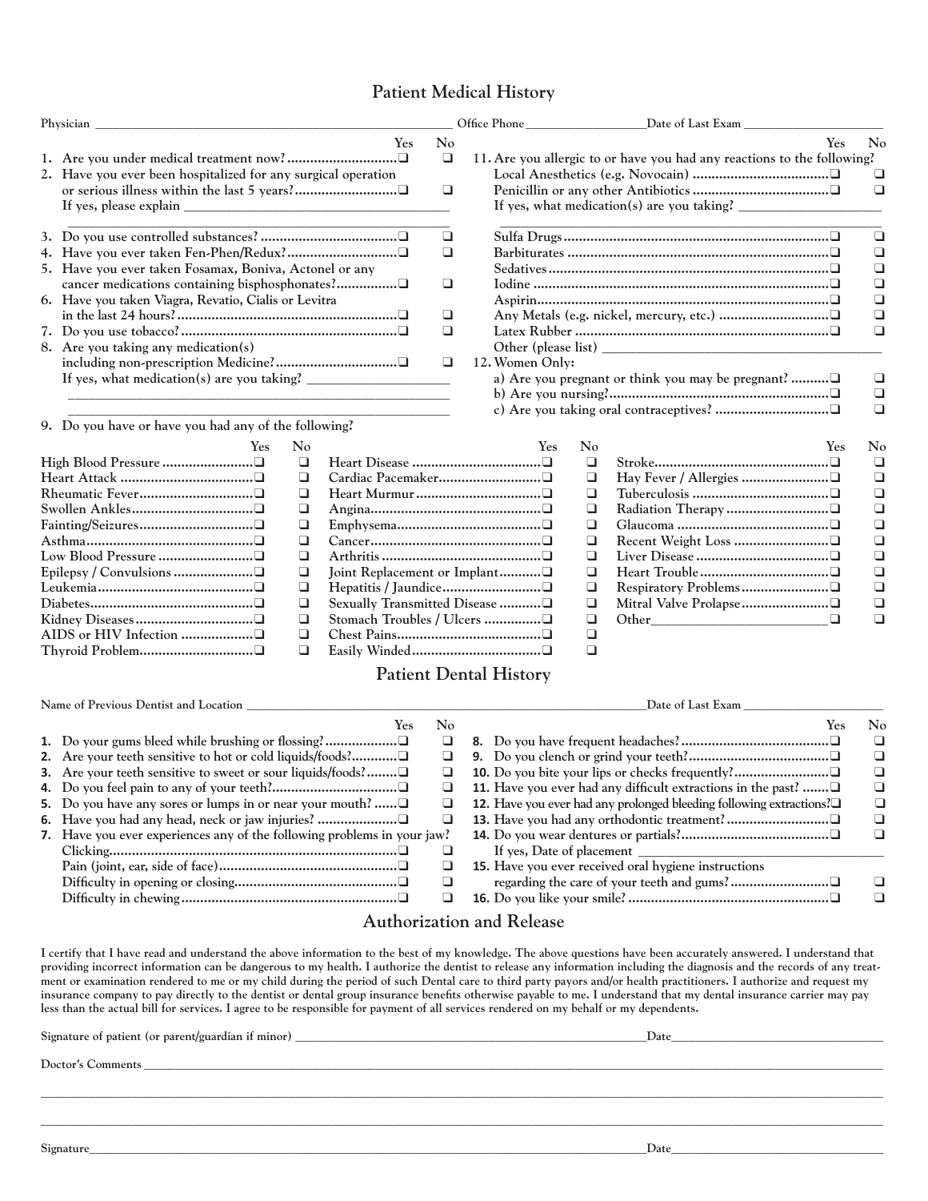# Patient Medical History

Physician ______________________ Office Phone ______________ Date of Last Exam ______________

| | Yes | No |
|---|---|---|
| 1. Are you under medical treatment now? | ❑ | ❑ |
| 2. Have you ever been hospitalized for any surgical operation or serious illness within the last 5 years? | ❑ | ❑ |
| If yes, please explain ______________________ | | |
| 3. Do you use controlled substances? | ❑ | ❑ |
| 4. Have you ever taken Fen-Phen/Redux? | ❑ | ❑ |
| 5. Have you ever taken Fosamax, Boniva, Actonel or any cancer medications containing bisphosphonates? | ❑ | ❑ |
| 6. Have you taken Viagra, Revatio, Cialis or Levitra in the last 24 hours? | ❑ | ❑ |
| 7. Do you use tobacco? | ❑ | ❑ |
| 8. Are you taking any medication(s) including non-prescription Medicine? | ❑ | ❑ |
| If yes, what medication(s) are you taking? ______________________ | | |

| | Yes | No |
|---|---|---|
| 11. Are you allergic to or have you had any reactions to the following? | | |
| Local Anesthetics (e.g. Novocain) | ❑ | ❑ |
| Penicillin or any other Antibiotics | ❑ | ❑ |
| If yes, what medication(s) are you taking? ______________________ | | |
| Sulfa Drugs | ❑ | ❑ |
| Barbiturates | ❑ | ❑ |
| Sedatives | ❑ | ❑ |
| Iodine | ❑ | ❑ |
| Aspirin | ❑ | ❑ |
| Any Metals (e.g. nickel, mercury, etc.) | ❑ | ❑ |
| Latex Rubber | ❑ | ❑ |
| Other (please list) ______________________ | | |
| 12. Women Only: | | |
| a) Are you pregnant or think you may be pregnant? | ❑ | ❑ |
| b) Are you nursing? | ❑ | ❑ |
| c) Are you taking oral contraceptives? | ❑ | ❑ |

9. Do you have or have you had any of the following?

| | Yes | No | | Yes | No | | Yes | No |
|---|---|---|---|---|---|---|---|---|
| High Blood Pressure | ❑ | ❑ | Heart Disease | ❑ | ❑ | Stroke | ❑ | ❑ |
| Heart Attack | ❑ | ❑ | Cardiac Pacemaker | ❑ | ❑ | Hay Fever / Allergies | ❑ | ❑ |
| Rheumatic Fever | ❑ | ❑ | Heart Murmur | ❑ | ❑ | Tuberculosis | ❑ | ❑ |
| Swollen Ankles | ❑ | ❑ | Angina | ❑ | ❑ | Radiation Therapy | ❑ | ❑ |
| Fainting/Seizures | ❑ | ❑ | Emphysema | ❑ | ❑ | Glaucoma | ❑ | ❑ |
| Asthma | ❑ | ❑ | Cancer | ❑ | ❑ | Recent Weight Loss | ❑ | ❑ |
| Low Blood Pressure | ❑ | ❑ | Arthritis | ❑ | ❑ | Liver Disease | ❑ | ❑ |
| Epilepsy / Convulsions | ❑ | ❑ | Joint Replacement or Implant | ❑ | ❑ | Heart Trouble | ❑ | ❑ |
| Leukemia | ❑ | ❑ | Hepatitis / Jaundice | ❑ | ❑ | Respiratory Problems | ❑ | ❑ |
| Diabetes | ❑ | ❑ | Sexually Transmitted Disease | ❑ | ❑ | Mitral Valve Prolapse | ❑ | ❑ |
| Kidney Diseases | ❑ | ❑ | Stomach Troubles / Ulcers | ❑ | ❑ | Other______________ | ❑ | ❑ |
| AIDS or HIV Infection | ❑ | ❑ | Chest Pains | ❑ | ❑ | | | |
| Thyroid Problem | ❑ | ❑ | Easily Winded | ❑ | ❑ | | | |

# Patient Dental History

Name of Previous Dentist and Location ______________________ Date of Last Exam ______________

| | Yes | No |
|---|---|---|
| **1.** Do your gums bleed while brushing or flossing? | ❑ | ❑ |
| **2.** Are your teeth sensitive to hot or cold liquids/foods? | ❑ | ❑ |
| **3.** Are your teeth sensitive to sweet or sour liquids/foods? | ❑ | ❑ |
| **4.** Do you feel pain to any of your teeth? | ❑ | ❑ |
| **5.** Do you have any sores or lumps in or near your mouth? | ❑ | ❑ |
| **6.** Have you had any head, neck or jaw injuries? | ❑ | ❑ |
| **7.** Have you ever experiences any of the following problems in your jaw? | | |
| Clicking | ❑ | ❑ |
| Pain (joint, ear, side of face) | ❑ | ❑ |
| Difficulty in opening or closing | ❑ | ❑ |
| Difficulty in chewing | ❑ | ❑ |

| | Yes | No |
|---|---|---|
| **8.** Do you have frequent headaches? | ❑ | ❑ |
| **9.** Do you clench or grind your teeth? | ❑ | ❑ |
| **10.** Do you bite your lips or checks frequently? | ❑ | ❑ |
| **11.** Have you ever had any difficult extractions in the past? | ❑ | ❑ |
| **12.** Have you ever had any prolonged bleeding following extractions? | ❑ | ❑ |
| **13.** Have you had any orthodontic treatment? | ❑ | ❑ |
| **14.** Do you wear dentures or partials? | ❑ | ❑ |
| If yes, Date of placement ______________ | | |
| **15.** Have you ever received oral hygiene instructions regarding the care of your teeth and gums? | ❑ | ❑ |
| **16.** Do you like your smile? | ❑ | ❑ |

# Authorization and Release

I certify that I have read and understand the above information to the best of my knowledge. The above questions have been accurately answered. I understand that providing incorrect information can be dangerous to my health. I authorize the dentist to release any information including the diagnosis and the records of any treatment or examination rendered to me or my child during the period of such Dental care to third party payors and/or health practitioners. I authorize and request my insurance company to pay directly to the dentist or dental group insurance benefits otherwise payable to me. I understand that my dental insurance carrier may pay less than the actual bill for services. I agree to be responsible for payment of all services rendered on my behalf or my dependents.

Signature of patient (or parent/guardian if minor) ______________________ Date______________

Doctor's Comments ______________________________________________

______________________________________________

______________________________________________

Signature______________________________________________ Date______________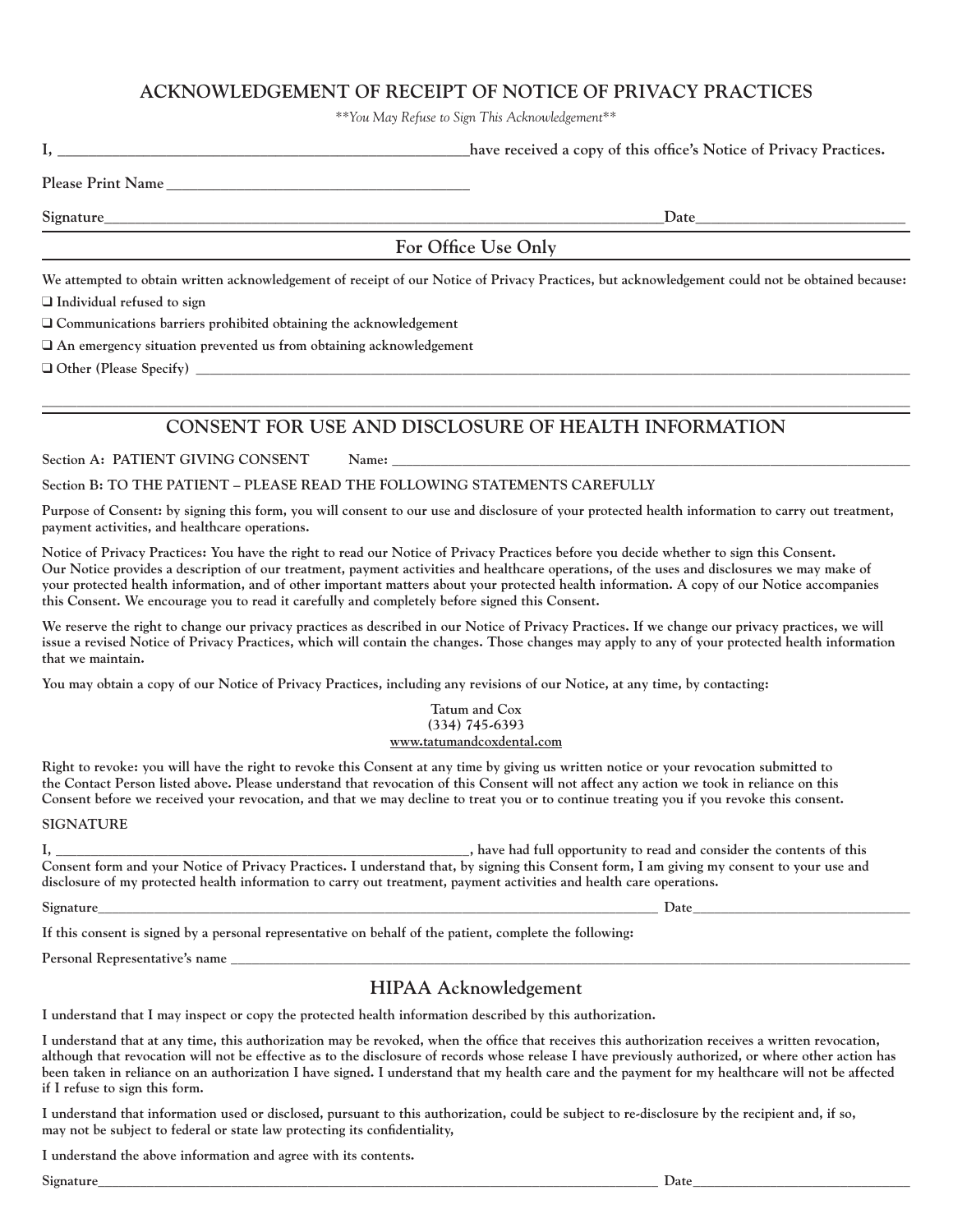## ACKNOWLEDGEMENT OF RECEIPT OF NOTICE OF PRIVACY PRACTICES

***You May Refuse to Sign This Acknowledgement***

**I, ______________________________________________ have received a copy of this office's Notice of Privacy Practices.**

**Please Print Name ____________________________________**

**Signature_______________________________________________________________ Date_________________________**

### For Office Use Only

**We attempted to obtain written acknowledgement of receipt of our Notice of Privacy Practices, but acknowledgement could not be obtained because:**

- ❑ **Individual refused to sign**
- ❑ **Communications barriers prohibited obtaining the acknowledgement**
- ❑ **An emergency situation prevented us from obtaining acknowledgement**
- ❑ **Other (Please Specify) ______________________________________________________________________________________________**

---

## CONSENT FOR USE AND DISCLOSURE OF HEALTH INFORMATION

**Section A: PATIENT GIVING CONSENT Name: ________________________________________________________________________**

**Section B: TO THE PATIENT – PLEASE READ THE FOLLOWING STATEMENTS CAREFULLY**

**Purpose of Consent: by signing this form, you will consent to our use and disclosure of your protected health information to carry out treatment, payment activities, and healthcare operations.**

**Notice of Privacy Practices: You have the right to read our Notice of Privacy Practices before you decide whether to sign this Consent. Our Notice provides a description of our treatment, payment activities and healthcare operations, of the uses and disclosures we may make of your protected health information, and of other important matters about your protected health information. A copy of our Notice accompanies this Consent. We encourage you to read it carefully and completely before signed this Consent.**

**We reserve the right to change our privacy practices as described in our Notice of Privacy Practices. If we change our privacy practices, we will issue a revised Notice of Privacy Practices, which will contain the changes. Those changes may apply to any of your protected health information that we maintain.**

**You may obtain a copy of our Notice of Privacy Practices, including any revisions of our Notice, at any time, by contacting:**

**Tatum and Cox**
**(334) 745-6393**
**www.tatumandcoxdental.com**

**Right to revoke: you will have the right to revoke this Consent at any time by giving us written notice or your revocation submitted to the Contact Person listed above. Please understand that revocation of this Consent will not affect any action we took in reliance on this Consent before we received your revocation, and that we may decline to treat you or to continue treating you if you revoke this consent.**

**SIGNATURE**

**I, _______________________________________________________, have had full opportunity to read and consider the contents of this Consent form and your Notice of Privacy Practices. I understand that, by signing this Consent form, I am giving my consent to your use and disclosure of my protected health information to carry out treatment, payment activities and health care operations.**

**Signature_________________________________________________________________________ Date_____________________________**

**If this consent is signed by a personal representative on behalf of the patient, complete the following:**

**Personal Representative's name ___________________________________________________________________________________**

### HIPAA Acknowledgement

**I understand that I may inspect or copy the protected health information described by this authorization.**

**I understand that at any time, this authorization may be revoked, when the office that receives this authorization receives a written revocation, although that revocation will not be effective as to the disclosure of records whose release I have previously authorized, or where other action has been taken in reliance on an authorization I have signed. I understand that my health care and the payment for my healthcare will not be affected if I refuse to sign this form.**

**I understand that information used or disclosed, pursuant to this authorization, could be subject to re-disclosure by the recipient and, if so, may not be subject to federal or state law protecting its confidentiality,**

**I understand the above information and agree with its contents.**

**Signature_________________________________________________________________________ Date_____________________________**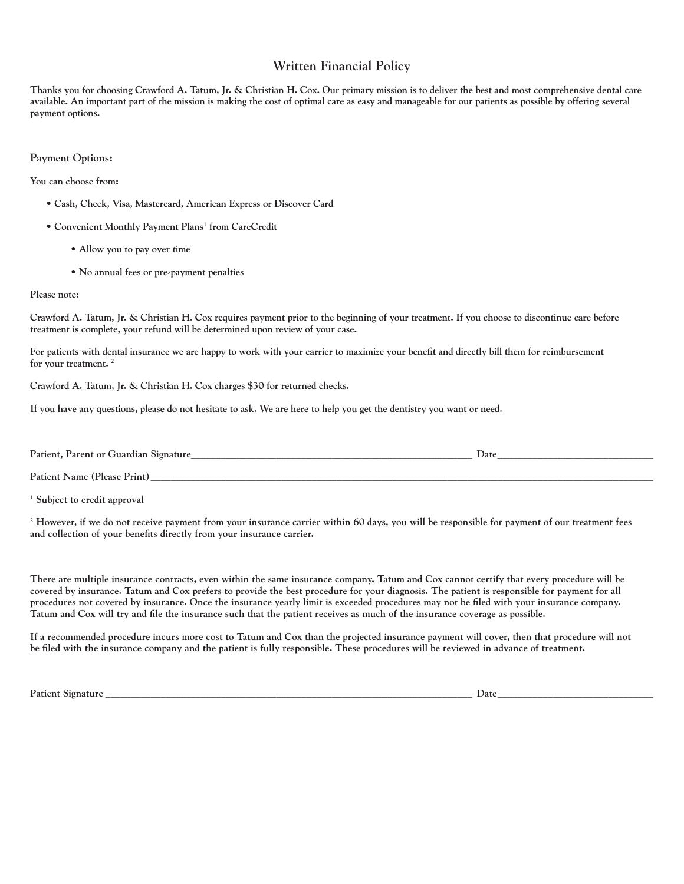# Written Financial Policy

**Thanks you for choosing Crawford A. Tatum, Jr. & Christian H. Cox. Our primary mission is to deliver the best and most comprehensive dental care available. An important part of the mission is making the cost of optimal care as easy and manageable for our patients as possible by offering several payment options.**

## Payment Options:

**You can choose from:**

- **Cash, Check, Visa, Mastercard, American Express or Discover Card**
- **Convenient Monthly Payment Plans[1] from CareCredit**
  - **Allow you to pay over time**
  - **No annual fees or pre-payment penalties**

**Please note:**

**Crawford A. Tatum, Jr. & Christian H. Cox requires payment prior to the beginning of your treatment. If you choose to discontinue care before treatment is complete, your refund will be determined upon review of your case.**

**For patients with dental insurance we are happy to work with your carrier to maximize your benefit and directly bill them for reimbursement for your treatment. [2]**

**Crawford A. Tatum, Jr. & Christian H. Cox charges $30 for returned checks.**

**If you have any questions, please do not hesitate to ask. We are here to help you get the dentistry you want or need.**

**Patient, Parent or Guardian Signature**_______________________________________________ **Date**__________________________

**Patient Name (Please Print)**__________________________________________________________________________________

**[1] Subject to credit approval**

**[2] However, if we do not receive payment from your insurance carrier within 60 days, you will be responsible for payment of our treatment fees and collection of your benefits directly from your insurance carrier.**

**There are multiple insurance contracts, even within the same insurance company. Tatum and Cox cannot certify that every procedure will be covered by insurance. Tatum and Cox prefers to provide the best procedure for your diagnosis. The patient is responsible for payment for all procedures not covered by insurance. Once the insurance yearly limit is exceeded procedures may not be filed with your insurance company. Tatum and Cox will try and file the insurance such that the patient receives as much of the insurance coverage as possible.**

**If a recommended procedure incurs more cost to Tatum and Cox than the projected insurance payment will cover, then that procedure will not be filed with the insurance company and the patient is fully responsible. These procedures will be reviewed in advance of treatment.**

**Patient Signature** ____________________________________________________________ **Date**__________________________